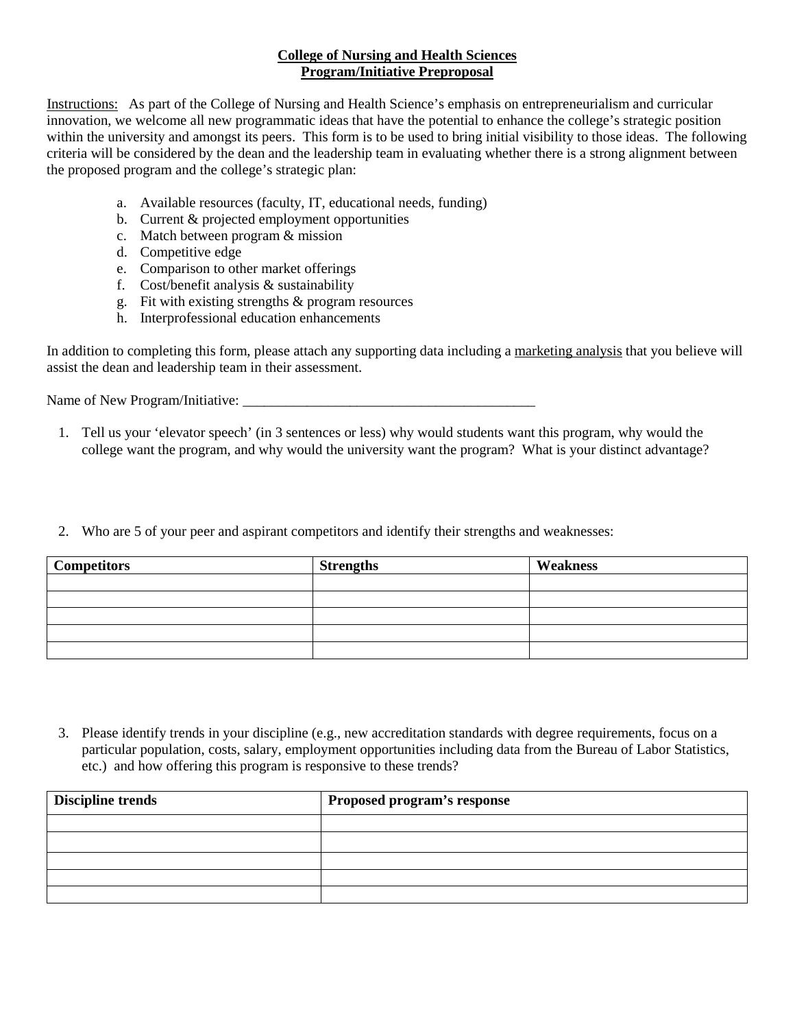**College of Nursing and Health Sciences**
**Program/Initiative Preproposal**

Instructions: As part of the College of Nursing and Health Science's emphasis on entrepreneurialism and curricular innovation, we welcome all new programmatic ideas that have the potential to enhance the college's strategic position within the university and amongst its peers. This form is to be used to bring initial visibility to those ideas. The following criteria will be considered by the dean and the leadership team in evaluating whether there is a strong alignment between the proposed program and the college's strategic plan:

a. Available resources (faculty, IT, educational needs, funding)
b. Current & projected employment opportunities
c. Match between program & mission
d. Competitive edge
e. Comparison to other market offerings
f. Cost/benefit analysis & sustainability
g. Fit with existing strengths & program resources
h. Interprofessional education enhancements

In addition to completing this form, please attach any supporting data including a marketing analysis that you believe will assist the dean and leadership team in their assessment.

Name of New Program/Initiative: ___________________________________________

1. Tell us your 'elevator speech' (in 3 sentences or less) why would students want this program, why would the college want the program, and why would the university want the program? What is your distinct advantage?

2. Who are 5 of your peer and aspirant competitors and identify their strengths and weaknesses:

| Competitors | Strengths | Weakness |
| --- | --- | --- |
| | | |
| | | |
| | | |
| | | |
| | | |

3. Please identify trends in your discipline (e.g., new accreditation standards with degree requirements, focus on a particular population, costs, salary, employment opportunities including data from the Bureau of Labor Statistics, etc.) and how offering this program is responsive to these trends?

| Discipline trends | Proposed program's response |
| --- | --- |
| | |
| | |
| | |
| | |
| | |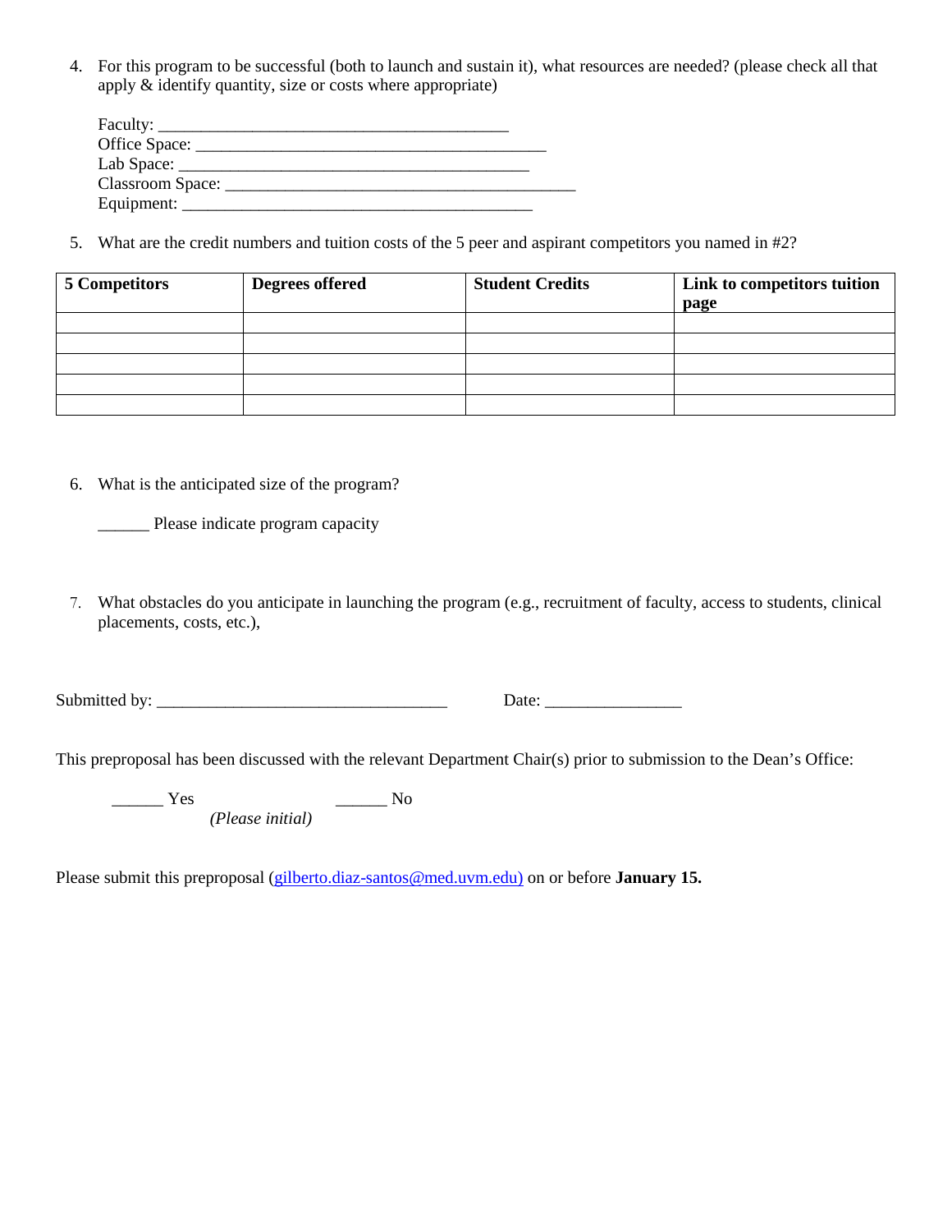4. For this program to be successful (both to launch and sustain it), what resources are needed? (please check all that apply & identify quantity, size or costs where appropriate)

   Faculty: ___________________________________________
   Office Space: ___________________________________________
   Lab Space: ___________________________________________
   Classroom Space: ___________________________________________
   Equipment: ___________________________________________

5. What are the credit numbers and tuition costs of the 5 peer and aspirant competitors you named in #2?

| 5 Competitors | Degrees offered | Student Credits | Link to competitors tuition page |
|---|---|---|---|
| | | | |
| | | | |
| | | | |
| | | | |
| | | | |

6. What is the anticipated size of the program?

   ______ Please indicate program capacity

7. What obstacles do you anticipate in launching the program (e.g., recruitment of faculty, access to students, clinical placements, costs, etc.),

Submitted by: ___________________________________ Date: ________________

This preproposal has been discussed with the relevant Department Chair(s) prior to submission to the Dean's Office:

______ Yes ______ No
*(Please initial)*

Please submit this preproposal (gilberto.diaz-santos@med.uvm.edu) on or before **January 15.**